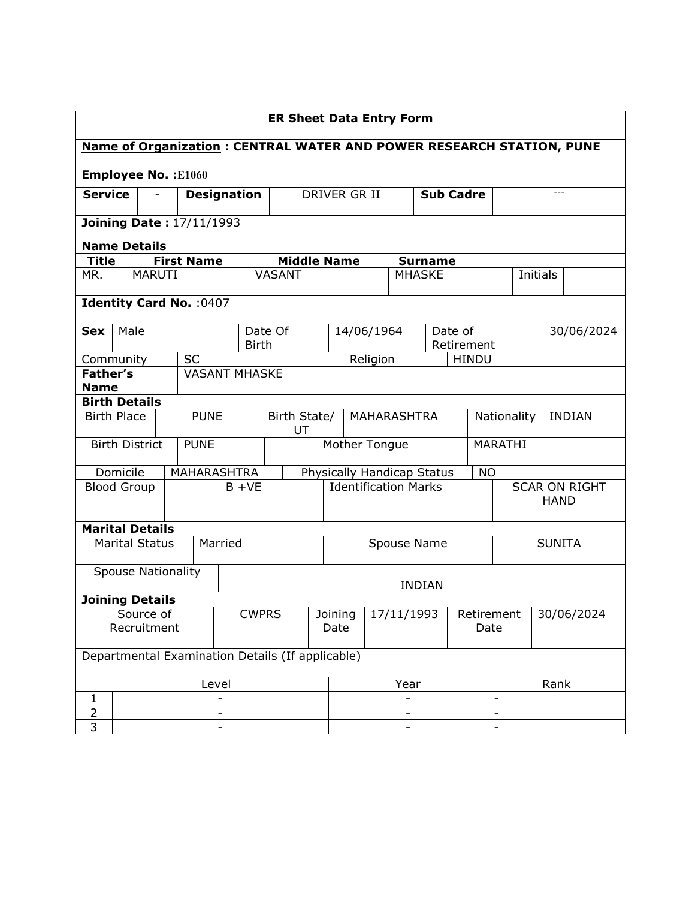# ER Sheet Data Entry Form

**Name of Organization : CENTRAL WATER AND POWER RESEARCH STATION, PUNE**

**Employee No. :E1060**

| **Service** | - | **Designation** | DRIVER GR II | **Sub Cadre** | --- |
|---|---|---|---|---|---|

**Joining Date :** 17/11/1993

**Name Details**

| **Title** | **First Name** | **Middle Name** | **Surname** | | |
|---|---|---|---|---|---|
| MR. | MARUTI | VASANT | MHASKE | Initials | |

**Identity Card No.** :0407

| **Sex** | Male | Date Of Birth | 14/06/1964 | Date of Retirement | 30/06/2024 |
|---|---|---|---|---|---|
| Community | SC | | Religion | HINDU | |
| **Father's Name** | VASANT MHASKE | | | | |

**Birth Details**

| Birth Place | PUNE | Birth State/ UT | MAHARASHTRA | Nationality | INDIAN |
|---|---|---|---|---|---|
| Birth District | PUNE | Mother Tongue | | MARATHI | |
| Domicile | MAHARASHTRA | Physically Handicap Status | | NO | |
| Blood Group | B +VE | Identification Marks | | SCAR ON RIGHT HAND | |

**Marital Details**

| Marital Status | Married | Spouse Name | SUNITA |
|---|---|---|---|
| Spouse Nationality | INDIAN | | |

**Joining Details**

| Source of Recruitment | CWPRS | Joining Date | 17/11/1993 | Retirement Date | 30/06/2024 |
|---|---|---|---|---|---|

Departmental Examination Details (If applicable)

| | Level | Year | Rank |
|---|---|---|---|
| 1 | - | - | - |
| 2 | - | - | - |
| 3 | - | - | - |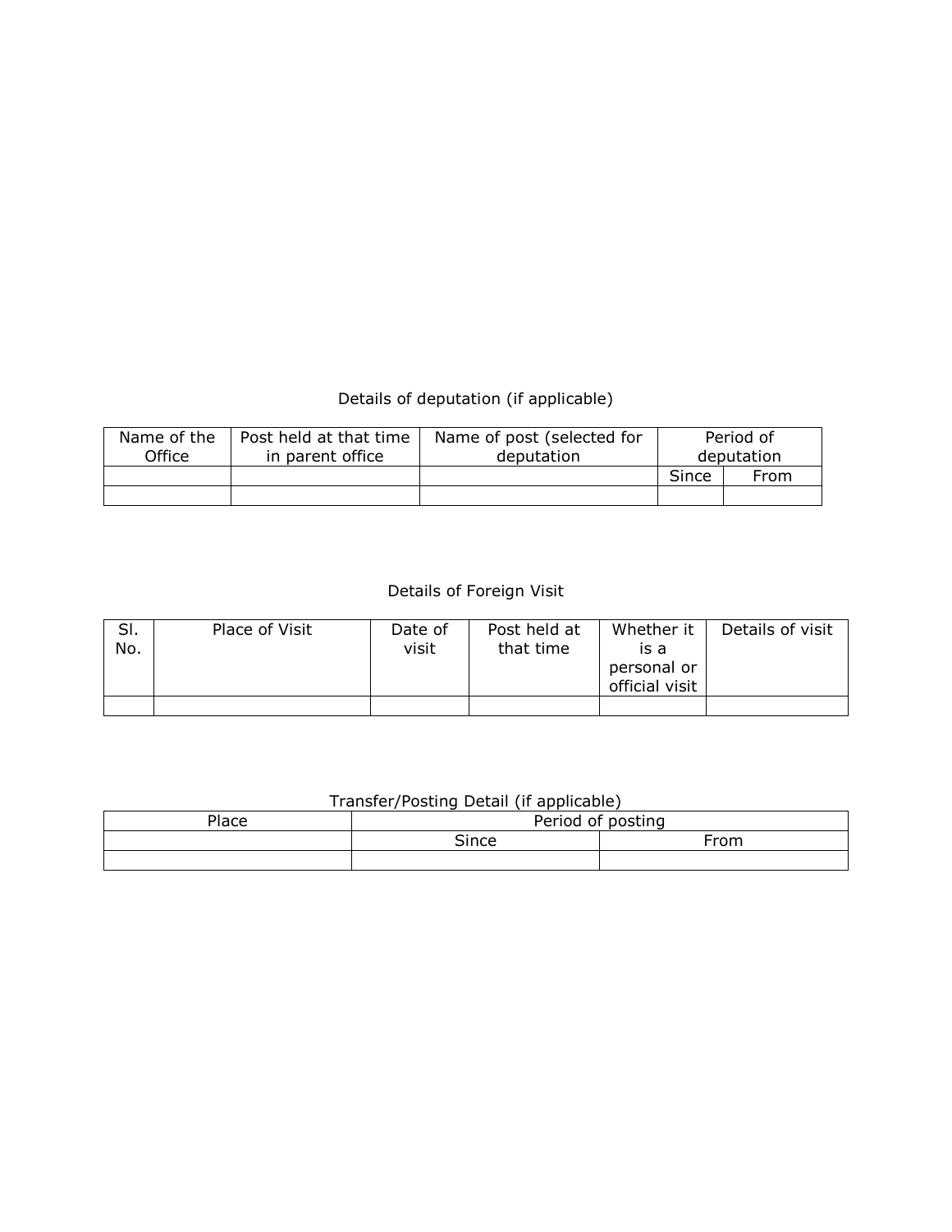Details of deputation (if applicable)

| Name of the Office | Post held at that time in parent office | Name of post (selected for deputation | Period of deputation | |
|---|---|---|---|---|
| | | | Since | From |
| | | | | |

Details of Foreign Visit

| Sl. No. | Place of Visit | Date of visit | Post held at that time | Whether it is a personal or official visit | Details of visit |
|---|---|---|---|---|---|
| | | | | | |

Transfer/Posting Detail (if applicable)

| Place | Period of posting | |
|---|---|---|
| | Since | From |
| | | |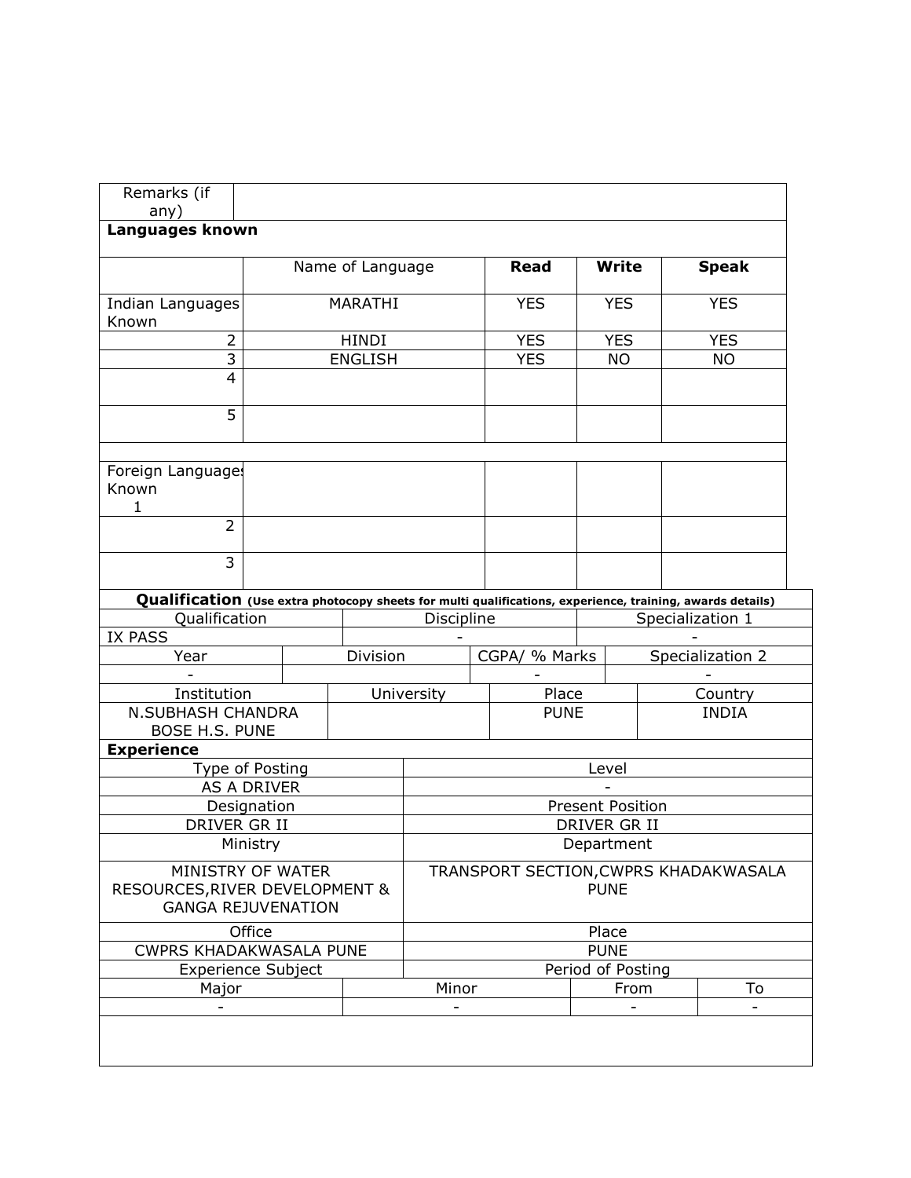| Remarks (if any) | |
|---|---|

**Languages known**

| | Name of Language | Read | Write | Speak |
|---|---|---|---|---|
| Indian Languages Known | MARATHI | YES | YES | YES |
| 2 | HINDI | YES | YES | YES |
| 3 | ENGLISH | YES | NO | NO |
| 4 | | | | |
| 5 | | | | |
| | | | | |
| Foreign Languages Known 1 | | | | |
| 2 | | | | |
| 3 | | | | |

**Qualification** (Use extra photocopy sheets for multi qualifications, experience, training, awards details)

| Qualification | Discipline | Specialization 1 |
|---|---|---|
| IX PASS | - | - |

| Year | Division | CGPA/ % Marks | Specialization 2 |
|---|---|---|---|
| - | | - | - |

| Institution | University | Place | Country |
|---|---|---|---|
| N.SUBHASH CHANDRA BOSE H.S. PUNE | | PUNE | INDIA |

**Experience**

| Type of Posting | Level |
|---|---|
| AS A DRIVER | - |
| Designation | Present Position |
| DRIVER GR II | DRIVER GR II |
| Ministry | Department |
| MINISTRY OF WATER RESOURCES,RIVER DEVELOPMENT & GANGA REJUVENATION | TRANSPORT SECTION,CWPRS KHADAKWASALA PUNE |
| Office | Place |
| CWPRS KHADAKWASALA PUNE | PUNE |
| Experience Subject | Period of Posting |

| Major | Minor | From | To |
|---|---|---|---|
| - | - | - | - |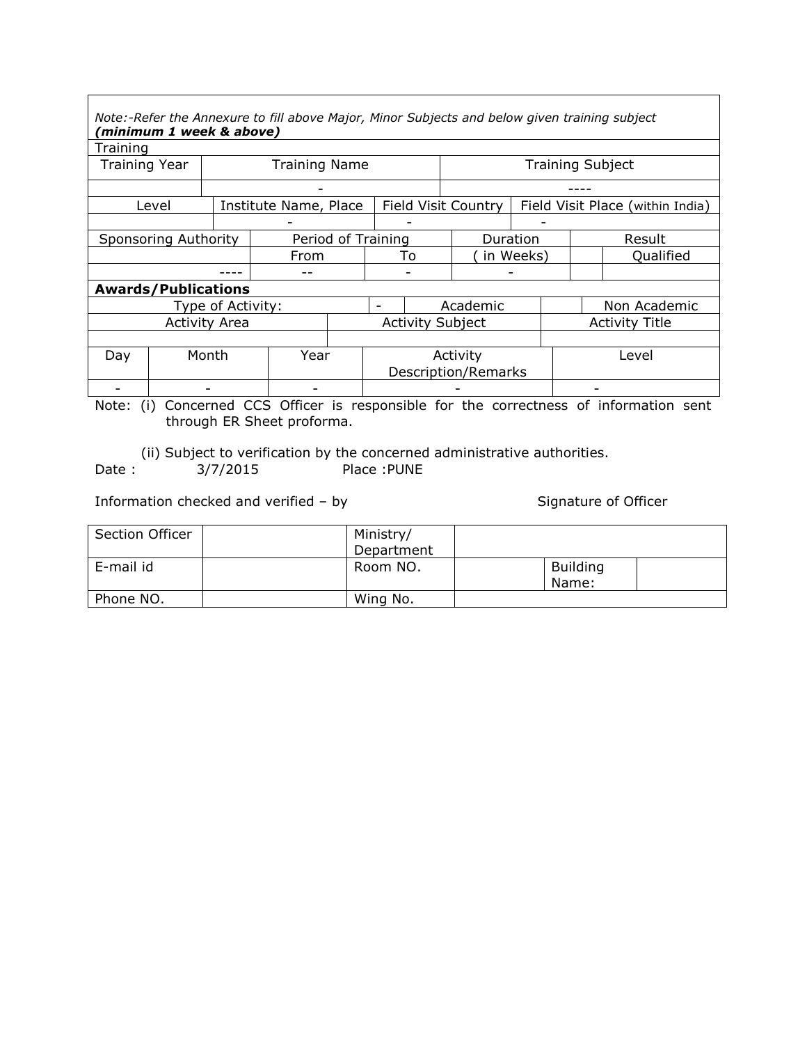*Note:-Refer the Annexure to fill above Major, Minor Subjects and below given training subject* ***(minimum 1 week & above)***

Training

| Training Year | Training Name | Training Subject |
|---|---|---|
| | - | ---- |

| Level | Institute Name, Place | Field Visit Country | Field Visit Place (within India) |
|---|---|---|---|
| | - | - | - |

| Sponsoring Authority | Period of Training | | Duration | Result | |
|---|---|---|---|---|---|
| | From | To | ( in Weeks) | | Qualified |
| ---- | -- | - | - | | |

**Awards/Publications**

| Type of Activity: | - | Academic | | Non Academic |
|---|---|---|---|---|

| Activity Area | Activity Subject | Activity Title |
|---|---|---|
| | | |

| Day | Month | Year | Activity Description/Remarks | Level |
|---|---|---|---|---|
| - | - | - | - | - |

Note: (i) Concerned CCS Officer is responsible for the correctness of information sent through ER Sheet proforma.

(ii) Subject to verification by the concerned administrative authorities.

Date : 3/7/2015 Place :PUNE

Information checked and verified – by Signature of Officer

| | | | | | |
|---|---|---|---|---|---|
| Section Officer | | Ministry/ Department | | | |
| E-mail id | | Room NO. | | Building Name: | |
| Phone NO. | | Wing No. | | | |